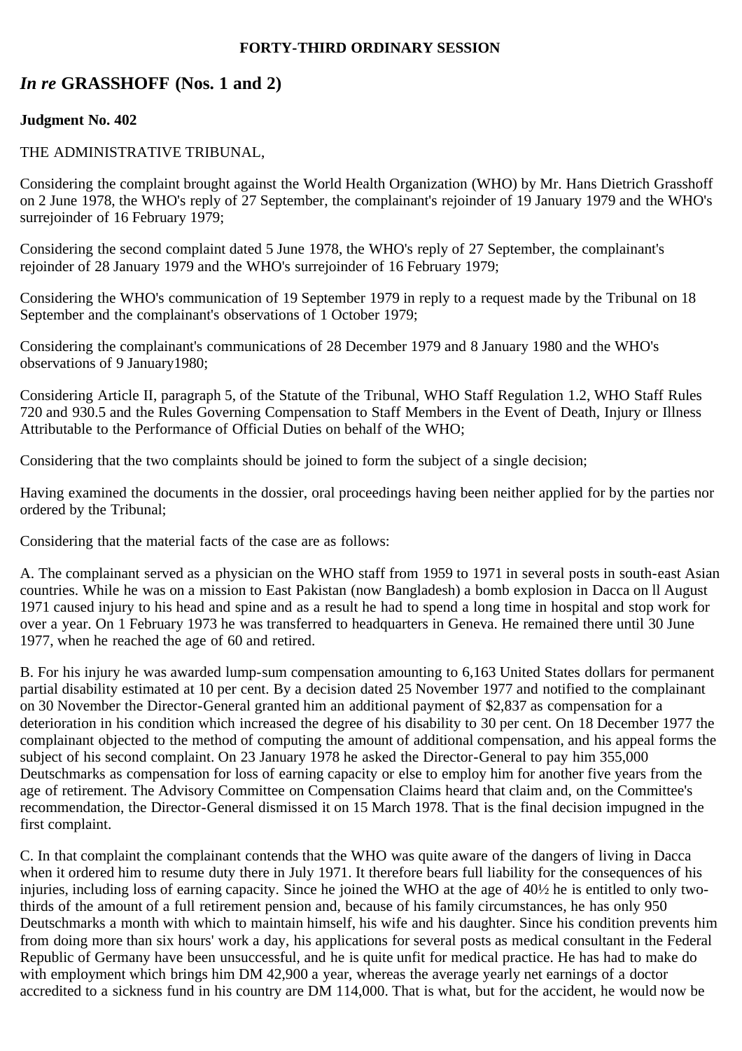**FORTY-THIRD ORDINARY SESSION**

## *In re* GRASSHOFF (Nos. 1 and 2)

**Judgment No. 402**

THE ADMINISTRATIVE TRIBUNAL,

Considering the complaint brought against the World Health Organization (WHO) by Mr. Hans Dietrich Grasshoff on 2 June 1978, the WHO's reply of 27 September, the complainant's rejoinder of 19 January 1979 and the WHO's surrejoinder of 16 February 1979;

Considering the second complaint dated 5 June 1978, the WHO's reply of 27 September, the complainant's rejoinder of 28 January 1979 and the WHO's surrejoinder of 16 February 1979;

Considering the WHO's communication of 19 September 1979 in reply to a request made by the Tribunal on 18 September and the complainant's observations of 1 October 1979;

Considering the complainant's communications of 28 December 1979 and 8 January 1980 and the WHO's observations of 9 January1980;

Considering Article II, paragraph 5, of the Statute of the Tribunal, WHO Staff Regulation 1.2, WHO Staff Rules 720 and 930.5 and the Rules Governing Compensation to Staff Members in the Event of Death, Injury or Illness Attributable to the Performance of Official Duties on behalf of the WHO;

Considering that the two complaints should be joined to form the subject of a single decision;

Having examined the documents in the dossier, oral proceedings having been neither applied for by the parties nor ordered by the Tribunal;

Considering that the material facts of the case are as follows:

A. The complainant served as a physician on the WHO staff from 1959 to 1971 in several posts in south-east Asian countries. While he was on a mission to East Pakistan (now Bangladesh) a bomb explosion in Dacca on ll August 1971 caused injury to his head and spine and as a result he had to spend a long time in hospital and stop work for over a year. On 1 February 1973 he was transferred to headquarters in Geneva. He remained there until 30 June 1977, when he reached the age of 60 and retired.

B. For his injury he was awarded lump-sum compensation amounting to 6,163 United States dollars for permanent partial disability estimated at 10 per cent. By a decision dated 25 November 1977 and notified to the complainant on 30 November the Director-General granted him an additional payment of $2,837 as compensation for a deterioration in his condition which increased the degree of his disability to 30 per cent. On 18 December 1977 the complainant objected to the method of computing the amount of additional compensation, and his appeal forms the subject of his second complaint. On 23 January 1978 he asked the Director-General to pay him 355,000 Deutschmarks as compensation for loss of earning capacity or else to employ him for another five years from the age of retirement. The Advisory Committee on Compensation Claims heard that claim and, on the Committee's recommendation, the Director-General dismissed it on 15 March 1978. That is the final decision impugned in the first complaint.

C. In that complaint the complainant contends that the WHO was quite aware of the dangers of living in Dacca when it ordered him to resume duty there in July 1971. It therefore bears full liability for the consequences of his injuries, including loss of earning capacity. Since he joined the WHO at the age of 40½ he is entitled to only two-thirds of the amount of a full retirement pension and, because of his family circumstances, he has only 950 Deutschmarks a month with which to maintain himself, his wife and his daughter. Since his condition prevents him from doing more than six hours' work a day, his applications for several posts as medical consultant in the Federal Republic of Germany have been unsuccessful, and he is quite unfit for medical practice. He has had to make do with employment which brings him DM 42,900 a year, whereas the average yearly net earnings of a doctor accredited to a sickness fund in his country are DM 114,000. That is what, but for the accident, he would now be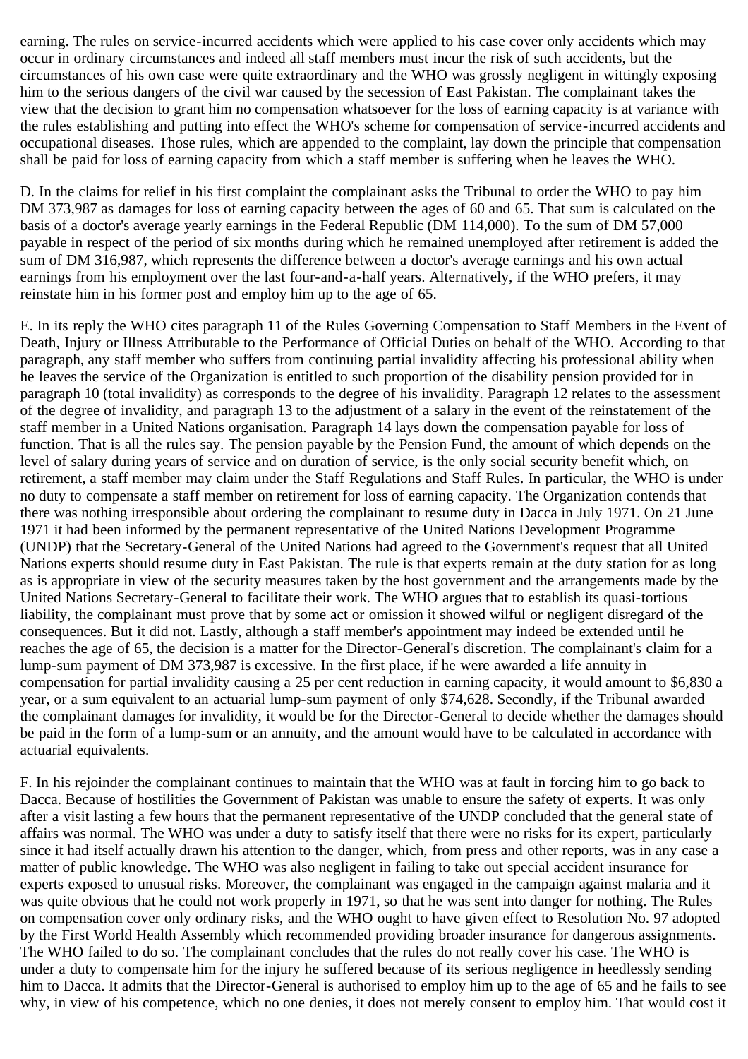earning. The rules on service-incurred accidents which were applied to his case cover only accidents which may occur in ordinary circumstances and indeed all staff members must incur the risk of such accidents, but the circumstances of his own case were quite extraordinary and the WHO was grossly negligent in wittingly exposing him to the serious dangers of the civil war caused by the secession of East Pakistan. The complainant takes the view that the decision to grant him no compensation whatsoever for the loss of earning capacity is at variance with the rules establishing and putting into effect the WHO's scheme for compensation of service-incurred accidents and occupational diseases. Those rules, which are appended to the complaint, lay down the principle that compensation shall be paid for loss of earning capacity from which a staff member is suffering when he leaves the WHO.

D. In the claims for relief in his first complaint the complainant asks the Tribunal to order the WHO to pay him DM 373,987 as damages for loss of earning capacity between the ages of 60 and 65. That sum is calculated on the basis of a doctor's average yearly earnings in the Federal Republic (DM 114,000). To the sum of DM 57,000 payable in respect of the period of six months during which he remained unemployed after retirement is added the sum of DM 316,987, which represents the difference between a doctor's average earnings and his own actual earnings from his employment over the last four-and-a-half years. Alternatively, if the WHO prefers, it may reinstate him in his former post and employ him up to the age of 65.

E. In its reply the WHO cites paragraph 11 of the Rules Governing Compensation to Staff Members in the Event of Death, Injury or Illness Attributable to the Performance of Official Duties on behalf of the WHO. According to that paragraph, any staff member who suffers from continuing partial invalidity affecting his professional ability when he leaves the service of the Organization is entitled to such proportion of the disability pension provided for in paragraph 10 (total invalidity) as corresponds to the degree of his invalidity. Paragraph 12 relates to the assessment of the degree of invalidity, and paragraph 13 to the adjustment of a salary in the event of the reinstatement of the staff member in a United Nations organisation. Paragraph 14 lays down the compensation payable for loss of function. That is all the rules say. The pension payable by the Pension Fund, the amount of which depends on the level of salary during years of service and on duration of service, is the only social security benefit which, on retirement, a staff member may claim under the Staff Regulations and Staff Rules. In particular, the WHO is under no duty to compensate a staff member on retirement for loss of earning capacity. The Organization contends that there was nothing irresponsible about ordering the complainant to resume duty in Dacca in July 1971. On 21 June 1971 it had been informed by the permanent representative of the United Nations Development Programme (UNDP) that the Secretary-General of the United Nations had agreed to the Government's request that all United Nations experts should resume duty in East Pakistan. The rule is that experts remain at the duty station for as long as is appropriate in view of the security measures taken by the host government and the arrangements made by the United Nations Secretary-General to facilitate their work. The WHO argues that to establish its quasi-tortious liability, the complainant must prove that by some act or omission it showed wilful or negligent disregard of the consequences. But it did not. Lastly, although a staff member's appointment may indeed be extended until he reaches the age of 65, the decision is a matter for the Director-General's discretion. The complainant's claim for a lump-sum payment of DM 373,987 is excessive. In the first place, if he were awarded a life annuity in compensation for partial invalidity causing a 25 per cent reduction in earning capacity, it would amount to $6,830 a year, or a sum equivalent to an actuarial lump-sum payment of only $74,628. Secondly, if the Tribunal awarded the complainant damages for invalidity, it would be for the Director-General to decide whether the damages should be paid in the form of a lump-sum or an annuity, and the amount would have to be calculated in accordance with actuarial equivalents.

F. In his rejoinder the complainant continues to maintain that the WHO was at fault in forcing him to go back to Dacca. Because of hostilities the Government of Pakistan was unable to ensure the safety of experts. It was only after a visit lasting a few hours that the permanent representative of the UNDP concluded that the general state of affairs was normal. The WHO was under a duty to satisfy itself that there were no risks for its expert, particularly since it had itself actually drawn his attention to the danger, which, from press and other reports, was in any case a matter of public knowledge. The WHO was also negligent in failing to take out special accident insurance for experts exposed to unusual risks. Moreover, the complainant was engaged in the campaign against malaria and it was quite obvious that he could not work properly in 1971, so that he was sent into danger for nothing. The Rules on compensation cover only ordinary risks, and the WHO ought to have given effect to Resolution No. 97 adopted by the First World Health Assembly which recommended providing broader insurance for dangerous assignments. The WHO failed to do so. The complainant concludes that the rules do not really cover his case. The WHO is under a duty to compensate him for the injury he suffered because of its serious negligence in heedlessly sending him to Dacca. It admits that the Director-General is authorised to employ him up to the age of 65 and he fails to see why, in view of his competence, which no one denies, it does not merely consent to employ him. That would cost it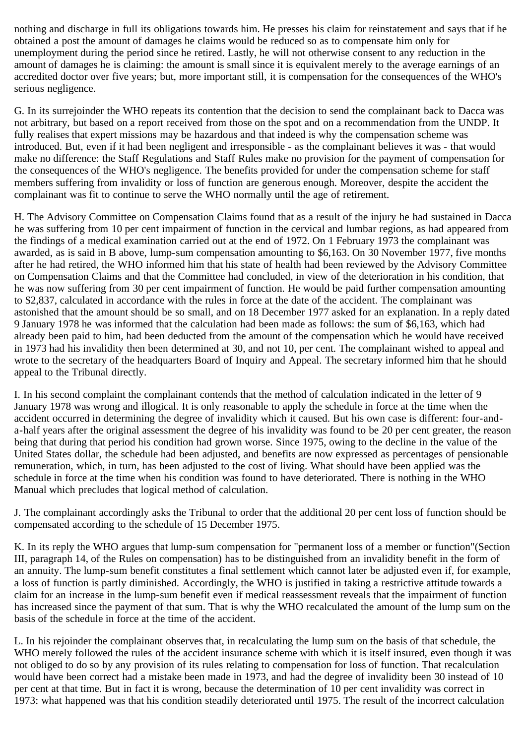nothing and discharge in full its obligations towards him. He presses his claim for reinstatement and says that if he obtained a post the amount of damages he claims would be reduced so as to compensate him only for unemployment during the period since he retired. Lastly, he will not otherwise consent to any reduction in the amount of damages he is claiming: the amount is small since it is equivalent merely to the average earnings of an accredited doctor over five years; but, more important still, it is compensation for the consequences of the WHO's serious negligence.

G. In its surrejoinder the WHO repeats its contention that the decision to send the complainant back to Dacca was not arbitrary, but based on a report received from those on the spot and on a recommendation from the UNDP. It fully realises that expert missions may be hazardous and that indeed is why the compensation scheme was introduced. But, even if it had been negligent and irresponsible - as the complainant believes it was - that would make no difference: the Staff Regulations and Staff Rules make no provision for the payment of compensation for the consequences of the WHO's negligence. The benefits provided for under the compensation scheme for staff members suffering from invalidity or loss of function are generous enough. Moreover, despite the accident the complainant was fit to continue to serve the WHO normally until the age of retirement.

H. The Advisory Committee on Compensation Claims found that as a result of the injury he had sustained in Dacca he was suffering from 10 per cent impairment of function in the cervical and lumbar regions, as had appeared from the findings of a medical examination carried out at the end of 1972. On 1 February 1973 the complainant was awarded, as is said in B above, lump-sum compensation amounting to $6,163. On 30 November 1977, five months after he had retired, the WHO informed him that his state of health had been reviewed by the Advisory Committee on Compensation Claims and that the Committee had concluded, in view of the deterioration in his condition, that he was now suffering from 30 per cent impairment of function. He would be paid further compensation amounting to $2,837, calculated in accordance with the rules in force at the date of the accident. The complainant was astonished that the amount should be so small, and on 18 December 1977 asked for an explanation. In a reply dated 9 January 1978 he was informed that the calculation had been made as follows: the sum of $6,163, which had already been paid to him, had been deducted from the amount of the compensation which he would have received in 1973 had his invalidity then been determined at 30, and not 10, per cent. The complainant wished to appeal and wrote to the secretary of the headquarters Board of Inquiry and Appeal. The secretary informed him that he should appeal to the Tribunal directly.

I. In his second complaint the complainant contends that the method of calculation indicated in the letter of 9 January 1978 was wrong and illogical. It is only reasonable to apply the schedule in force at the time when the accident occurred in determining the degree of invalidity which it caused. But his own case is different: four-and-a-half years after the original assessment the degree of his invalidity was found to be 20 per cent greater, the reason being that during that period his condition had grown worse. Since 1975, owing to the decline in the value of the United States dollar, the schedule had been adjusted, and benefits are now expressed as percentages of pensionable remuneration, which, in turn, has been adjusted to the cost of living. What should have been applied was the schedule in force at the time when his condition was found to have deteriorated. There is nothing in the WHO Manual which precludes that logical method of calculation.

J. The complainant accordingly asks the Tribunal to order that the additional 20 per cent loss of function should be compensated according to the schedule of 15 December 1975.

K. In its reply the WHO argues that lump-sum compensation for "permanent loss of a member or function"(Section III, paragraph 14, of the Rules on compensation) has to be distinguished from an invalidity benefit in the form of an annuity. The lump-sum benefit constitutes a final settlement which cannot later be adjusted even if, for example, a loss of function is partly diminished. Accordingly, the WHO is justified in taking a restrictive attitude towards a claim for an increase in the lump-sum benefit even if medical reassessment reveals that the impairment of function has increased since the payment of that sum. That is why the WHO recalculated the amount of the lump sum on the basis of the schedule in force at the time of the accident.

L. In his rejoinder the complainant observes that, in recalculating the lump sum on the basis of that schedule, the WHO merely followed the rules of the accident insurance scheme with which it is itself insured, even though it was not obliged to do so by any provision of its rules relating to compensation for loss of function. That recalculation would have been correct had a mistake been made in 1973, and had the degree of invalidity been 30 instead of 10 per cent at that time. But in fact it is wrong, because the determination of 10 per cent invalidity was correct in 1973: what happened was that his condition steadily deteriorated until 1975. The result of the incorrect calculation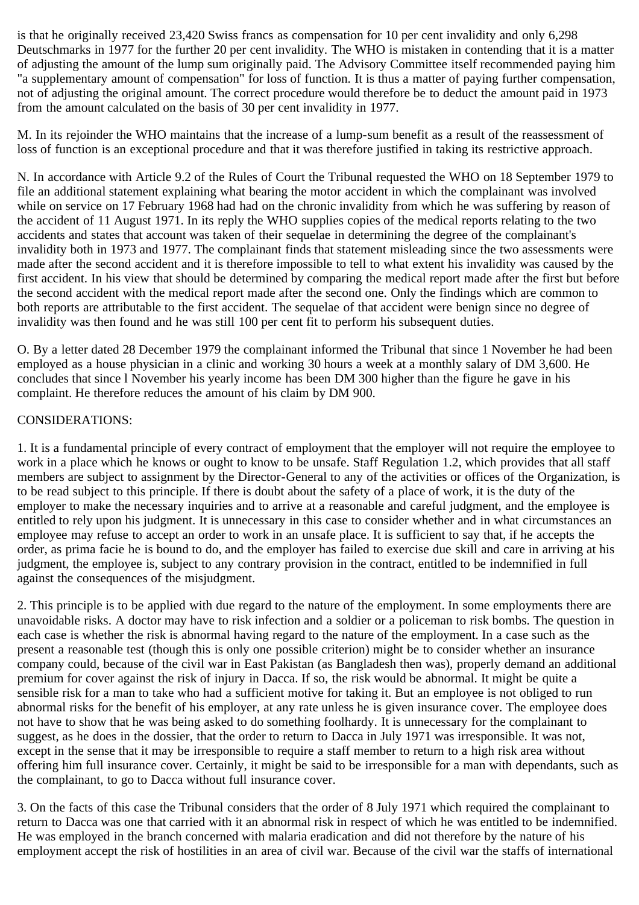is that he originally received 23,420 Swiss francs as compensation for 10 per cent invalidity and only 6,298 Deutschmarks in 1977 for the further 20 per cent invalidity. The WHO is mistaken in contending that it is a matter of adjusting the amount of the lump sum originally paid. The Advisory Committee itself recommended paying him "a supplementary amount of compensation" for loss of function. It is thus a matter of paying further compensation, not of adjusting the original amount. The correct procedure would therefore be to deduct the amount paid in 1973 from the amount calculated on the basis of 30 per cent invalidity in 1977.

M. In its rejoinder the WHO maintains that the increase of a lump-sum benefit as a result of the reassessment of loss of function is an exceptional procedure and that it was therefore justified in taking its restrictive approach.

N. In accordance with Article 9.2 of the Rules of Court the Tribunal requested the WHO on 18 September 1979 to file an additional statement explaining what bearing the motor accident in which the complainant was involved while on service on 17 February 1968 had had on the chronic invalidity from which he was suffering by reason of the accident of 11 August 1971. In its reply the WHO supplies copies of the medical reports relating to the two accidents and states that account was taken of their sequelae in determining the degree of the complainant's invalidity both in 1973 and 1977. The complainant finds that statement misleading since the two assessments were made after the second accident and it is therefore impossible to tell to what extent his invalidity was caused by the first accident. In his view that should be determined by comparing the medical report made after the first but before the second accident with the medical report made after the second one. Only the findings which are common to both reports are attributable to the first accident. The sequelae of that accident were benign since no degree of invalidity was then found and he was still 100 per cent fit to perform his subsequent duties.

O. By a letter dated 28 December 1979 the complainant informed the Tribunal that since 1 November he had been employed as a house physician in a clinic and working 30 hours a week at a monthly salary of DM 3,600. He concludes that since l November his yearly income has been DM 300 higher than the figure he gave in his complaint. He therefore reduces the amount of his claim by DM 900.

CONSIDERATIONS:

1. It is a fundamental principle of every contract of employment that the employer will not require the employee to work in a place which he knows or ought to know to be unsafe. Staff Regulation 1.2, which provides that all staff members are subject to assignment by the Director-General to any of the activities or offices of the Organization, is to be read subject to this principle. If there is doubt about the safety of a place of work, it is the duty of the employer to make the necessary inquiries and to arrive at a reasonable and careful judgment, and the employee is entitled to rely upon his judgment. It is unnecessary in this case to consider whether and in what circumstances an employee may refuse to accept an order to work in an unsafe place. It is sufficient to say that, if he accepts the order, as prima facie he is bound to do, and the employer has failed to exercise due skill and care in arriving at his judgment, the employee is, subject to any contrary provision in the contract, entitled to be indemnified in full against the consequences of the misjudgment.

2. This principle is to be applied with due regard to the nature of the employment. In some employments there are unavoidable risks. A doctor may have to risk infection and a soldier or a policeman to risk bombs. The question in each case is whether the risk is abnormal having regard to the nature of the employment. In a case such as the present a reasonable test (though this is only one possible criterion) might be to consider whether an insurance company could, because of the civil war in East Pakistan (as Bangladesh then was), properly demand an additional premium for cover against the risk of injury in Dacca. If so, the risk would be abnormal. It might be quite a sensible risk for a man to take who had a sufficient motive for taking it. But an employee is not obliged to run abnormal risks for the benefit of his employer, at any rate unless he is given insurance cover. The employee does not have to show that he was being asked to do something foolhardy. It is unnecessary for the complainant to suggest, as he does in the dossier, that the order to return to Dacca in July 1971 was irresponsible. It was not, except in the sense that it may be irresponsible to require a staff member to return to a high risk area without offering him full insurance cover. Certainly, it might be said to be irresponsible for a man with dependants, such as the complainant, to go to Dacca without full insurance cover.

3. On the facts of this case the Tribunal considers that the order of 8 July 1971 which required the complainant to return to Dacca was one that carried with it an abnormal risk in respect of which he was entitled to be indemnified. He was employed in the branch concerned with malaria eradication and did not therefore by the nature of his employment accept the risk of hostilities in an area of civil war. Because of the civil war the staffs of international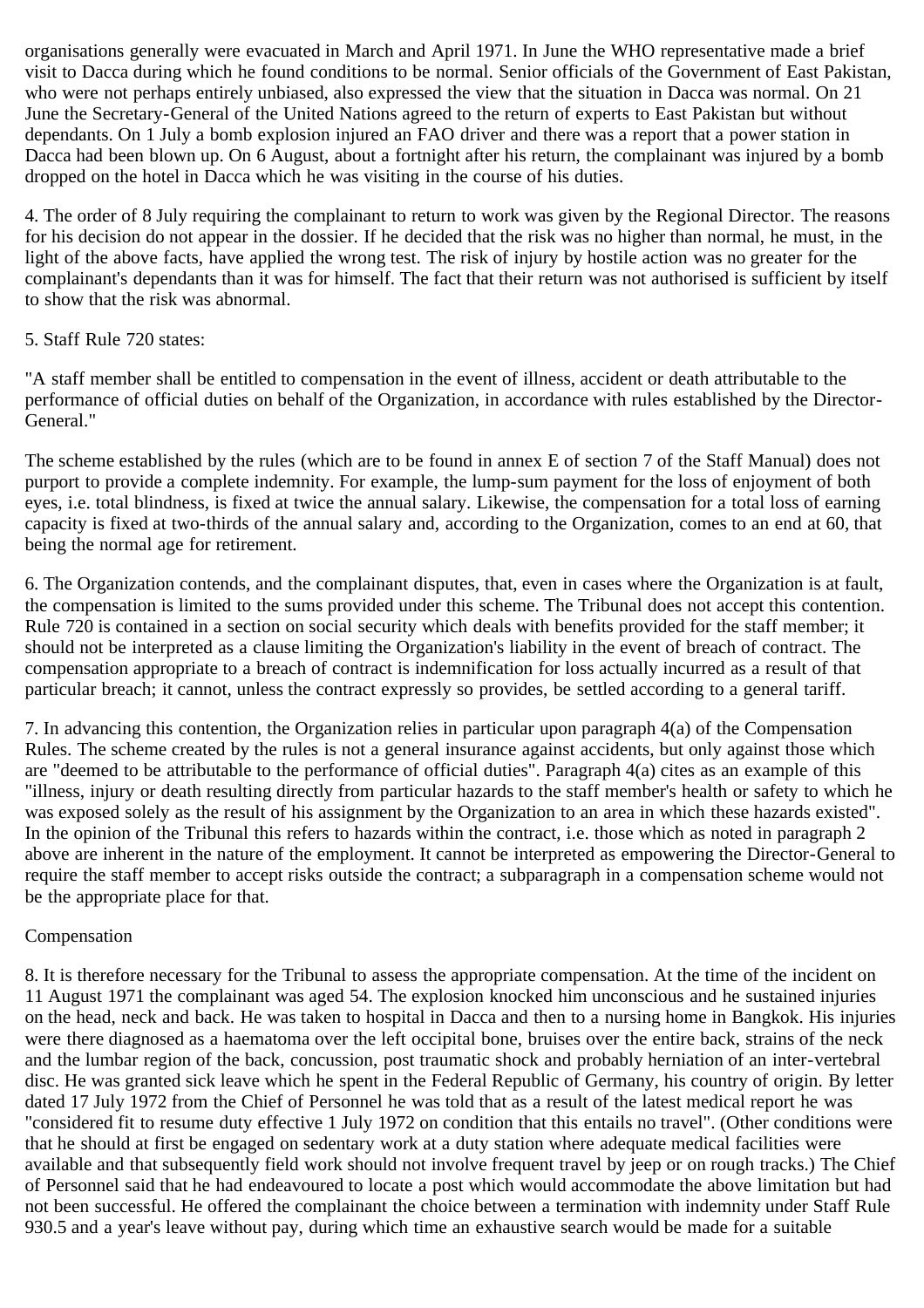organisations generally were evacuated in March and April 1971. In June the WHO representative made a brief visit to Dacca during which he found conditions to be normal. Senior officials of the Government of East Pakistan, who were not perhaps entirely unbiased, also expressed the view that the situation in Dacca was normal. On 21 June the Secretary-General of the United Nations agreed to the return of experts to East Pakistan but without dependants. On 1 July a bomb explosion injured an FAO driver and there was a report that a power station in Dacca had been blown up. On 6 August, about a fortnight after his return, the complainant was injured by a bomb dropped on the hotel in Dacca which he was visiting in the course of his duties.

4. The order of 8 July requiring the complainant to return to work was given by the Regional Director. The reasons for his decision do not appear in the dossier. If he decided that the risk was no higher than normal, he must, in the light of the above facts, have applied the wrong test. The risk of injury by hostile action was no greater for the complainant's dependants than it was for himself. The fact that their return was not authorised is sufficient by itself to show that the risk was abnormal.

5. Staff Rule 720 states:

"A staff member shall be entitled to compensation in the event of illness, accident or death attributable to the performance of official duties on behalf of the Organization, in accordance with rules established by the Director-General."

The scheme established by the rules (which are to be found in annex E of section 7 of the Staff Manual) does not purport to provide a complete indemnity. For example, the lump-sum payment for the loss of enjoyment of both eyes, i.e. total blindness, is fixed at twice the annual salary. Likewise, the compensation for a total loss of earning capacity is fixed at two-thirds of the annual salary and, according to the Organization, comes to an end at 60, that being the normal age for retirement.

6. The Organization contends, and the complainant disputes, that, even in cases where the Organization is at fault, the compensation is limited to the sums provided under this scheme. The Tribunal does not accept this contention. Rule 720 is contained in a section on social security which deals with benefits provided for the staff member; it should not be interpreted as a clause limiting the Organization's liability in the event of breach of contract. The compensation appropriate to a breach of contract is indemnification for loss actually incurred as a result of that particular breach; it cannot, unless the contract expressly so provides, be settled according to a general tariff.

7. In advancing this contention, the Organization relies in particular upon paragraph 4(a) of the Compensation Rules. The scheme created by the rules is not a general insurance against accidents, but only against those which are "deemed to be attributable to the performance of official duties". Paragraph 4(a) cites as an example of this "illness, injury or death resulting directly from particular hazards to the staff member's health or safety to which he was exposed solely as the result of his assignment by the Organization to an area in which these hazards existed". In the opinion of the Tribunal this refers to hazards within the contract, i.e. those which as noted in paragraph 2 above are inherent in the nature of the employment. It cannot be interpreted as empowering the Director-General to require the staff member to accept risks outside the contract; a subparagraph in a compensation scheme would not be the appropriate place for that.

Compensation

8. It is therefore necessary for the Tribunal to assess the appropriate compensation. At the time of the incident on 11 August 1971 the complainant was aged 54. The explosion knocked him unconscious and he sustained injuries on the head, neck and back. He was taken to hospital in Dacca and then to a nursing home in Bangkok. His injuries were there diagnosed as a haematoma over the left occipital bone, bruises over the entire back, strains of the neck and the lumbar region of the back, concussion, post traumatic shock and probably herniation of an inter-vertebral disc. He was granted sick leave which he spent in the Federal Republic of Germany, his country of origin. By letter dated 17 July 1972 from the Chief of Personnel he was told that as a result of the latest medical report he was "considered fit to resume duty effective 1 July 1972 on condition that this entails no travel". (Other conditions were that he should at first be engaged on sedentary work at a duty station where adequate medical facilities were available and that subsequently field work should not involve frequent travel by jeep or on rough tracks.) The Chief of Personnel said that he had endeavoured to locate a post which would accommodate the above limitation but had not been successful. He offered the complainant the choice between a termination with indemnity under Staff Rule 930.5 and a year's leave without pay, during which time an exhaustive search would be made for a suitable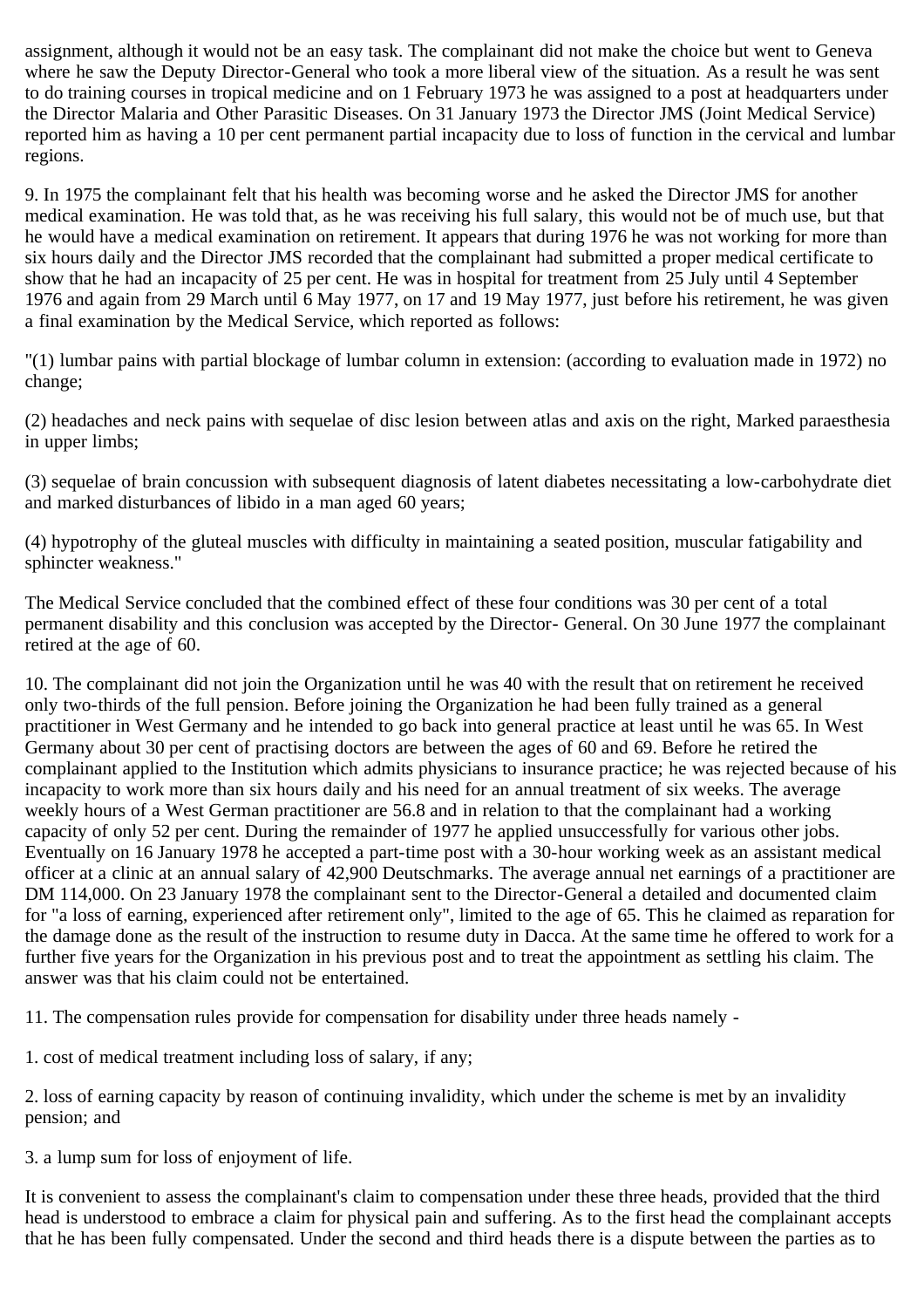assignment, although it would not be an easy task. The complainant did not make the choice but went to Geneva where he saw the Deputy Director-General who took a more liberal view of the situation. As a result he was sent to do training courses in tropical medicine and on 1 February 1973 he was assigned to a post at headquarters under the Director Malaria and Other Parasitic Diseases. On 31 January 1973 the Director JMS (Joint Medical Service) reported him as having a 10 per cent permanent partial incapacity due to loss of function in the cervical and lumbar regions.

9. In 1975 the complainant felt that his health was becoming worse and he asked the Director JMS for another medical examination. He was told that, as he was receiving his full salary, this would not be of much use, but that he would have a medical examination on retirement. It appears that during 1976 he was not working for more than six hours daily and the Director JMS recorded that the complainant had submitted a proper medical certificate to show that he had an incapacity of 25 per cent. He was in hospital for treatment from 25 July until 4 September 1976 and again from 29 March until 6 May 1977, on 17 and 19 May 1977, just before his retirement, he was given a final examination by the Medical Service, which reported as follows:

"(1) lumbar pains with partial blockage of lumbar column in extension: (according to evaluation made in 1972) no change;

(2) headaches and neck pains with sequelae of disc lesion between atlas and axis on the right, Marked paraesthesia in upper limbs;

(3) sequelae of brain concussion with subsequent diagnosis of latent diabetes necessitating a low-carbohydrate diet and marked disturbances of libido in a man aged 60 years;

(4) hypotrophy of the gluteal muscles with difficulty in maintaining a seated position, muscular fatigability and sphincter weakness."

The Medical Service concluded that the combined effect of these four conditions was 30 per cent of a total permanent disability and this conclusion was accepted by the Director- General. On 30 June 1977 the complainant retired at the age of 60.

10. The complainant did not join the Organization until he was 40 with the result that on retirement he received only two-thirds of the full pension. Before joining the Organization he had been fully trained as a general practitioner in West Germany and he intended to go back into general practice at least until he was 65. In West Germany about 30 per cent of practising doctors are between the ages of 60 and 69. Before he retired the complainant applied to the Institution which admits physicians to insurance practice; he was rejected because of his incapacity to work more than six hours daily and his need for an annual treatment of six weeks. The average weekly hours of a West German practitioner are 56.8 and in relation to that the complainant had a working capacity of only 52 per cent. During the remainder of 1977 he applied unsuccessfully for various other jobs. Eventually on 16 January 1978 he accepted a part-time post with a 30-hour working week as an assistant medical officer at a clinic at an annual salary of 42,900 Deutschmarks. The average annual net earnings of a practitioner are DM 114,000. On 23 January 1978 the complainant sent to the Director-General a detailed and documented claim for "a loss of earning, experienced after retirement only", limited to the age of 65. This he claimed as reparation for the damage done as the result of the instruction to resume duty in Dacca. At the same time he offered to work for a further five years for the Organization in his previous post and to treat the appointment as settling his claim. The answer was that his claim could not be entertained.

11. The compensation rules provide for compensation for disability under three heads namely -

1. cost of medical treatment including loss of salary, if any;

2. loss of earning capacity by reason of continuing invalidity, which under the scheme is met by an invalidity pension; and

3. a lump sum for loss of enjoyment of life.

It is convenient to assess the complainant's claim to compensation under these three heads, provided that the third head is understood to embrace a claim for physical pain and suffering. As to the first head the complainant accepts that he has been fully compensated. Under the second and third heads there is a dispute between the parties as to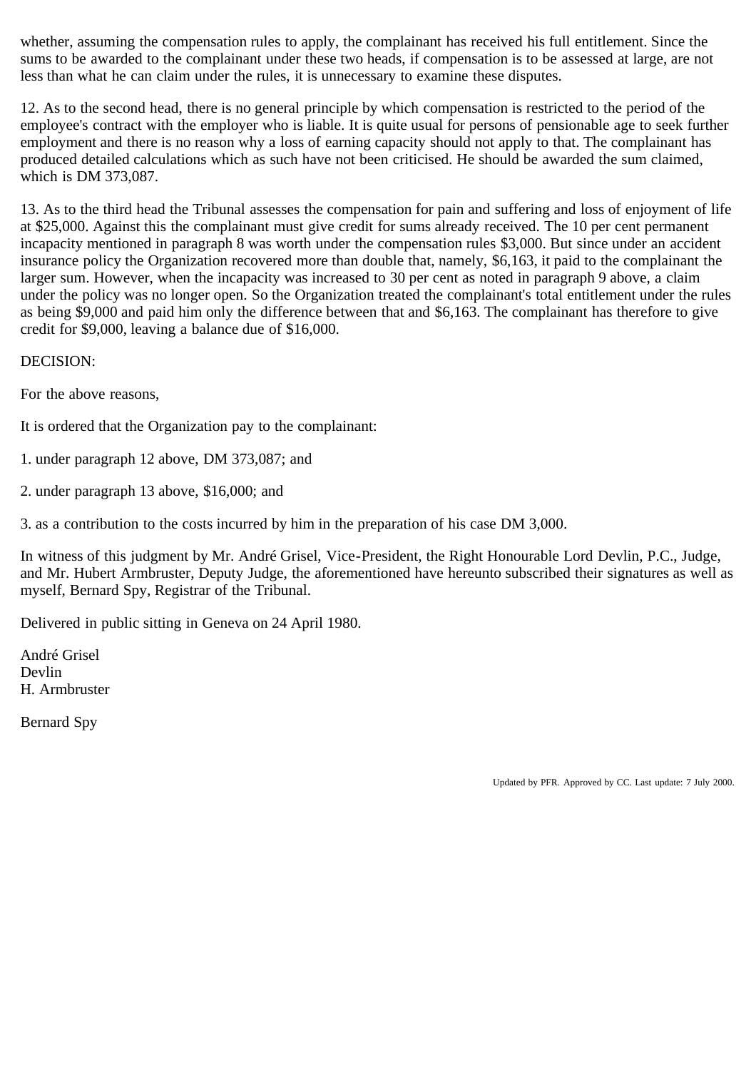whether, assuming the compensation rules to apply, the complainant has received his full entitlement. Since the sums to be awarded to the complainant under these two heads, if compensation is to be assessed at large, are not less than what he can claim under the rules, it is unnecessary to examine these disputes.

12. As to the second head, there is no general principle by which compensation is restricted to the period of the employee's contract with the employer who is liable. It is quite usual for persons of pensionable age to seek further employment and there is no reason why a loss of earning capacity should not apply to that. The complainant has produced detailed calculations which as such have not been criticised. He should be awarded the sum claimed, which is DM 373,087.

13. As to the third head the Tribunal assesses the compensation for pain and suffering and loss of enjoyment of life at $25,000. Against this the complainant must give credit for sums already received. The 10 per cent permanent incapacity mentioned in paragraph 8 was worth under the compensation rules $3,000. But since under an accident insurance policy the Organization recovered more than double that, namely, $6,163, it paid to the complainant the larger sum. However, when the incapacity was increased to 30 per cent as noted in paragraph 9 above, a claim under the policy was no longer open. So the Organization treated the complainant's total entitlement under the rules as being $9,000 and paid him only the difference between that and $6,163. The complainant has therefore to give credit for $9,000, leaving a balance due of $16,000.

DECISION:

For the above reasons,

It is ordered that the Organization pay to the complainant:

1. under paragraph 12 above, DM 373,087; and

2. under paragraph 13 above, $16,000; and

3. as a contribution to the costs incurred by him in the preparation of his case DM 3,000.

In witness of this judgment by Mr. André Grisel, Vice-President, the Right Honourable Lord Devlin, P.C., Judge, and Mr. Hubert Armbruster, Deputy Judge, the aforementioned have hereunto subscribed their signatures as well as myself, Bernard Spy, Registrar of the Tribunal.

Delivered in public sitting in Geneva on 24 April 1980.

André Grisel
Devlin
H. Armbruster

Bernard Spy

Updated by PFR. Approved by CC. Last update: 7 July 2000.